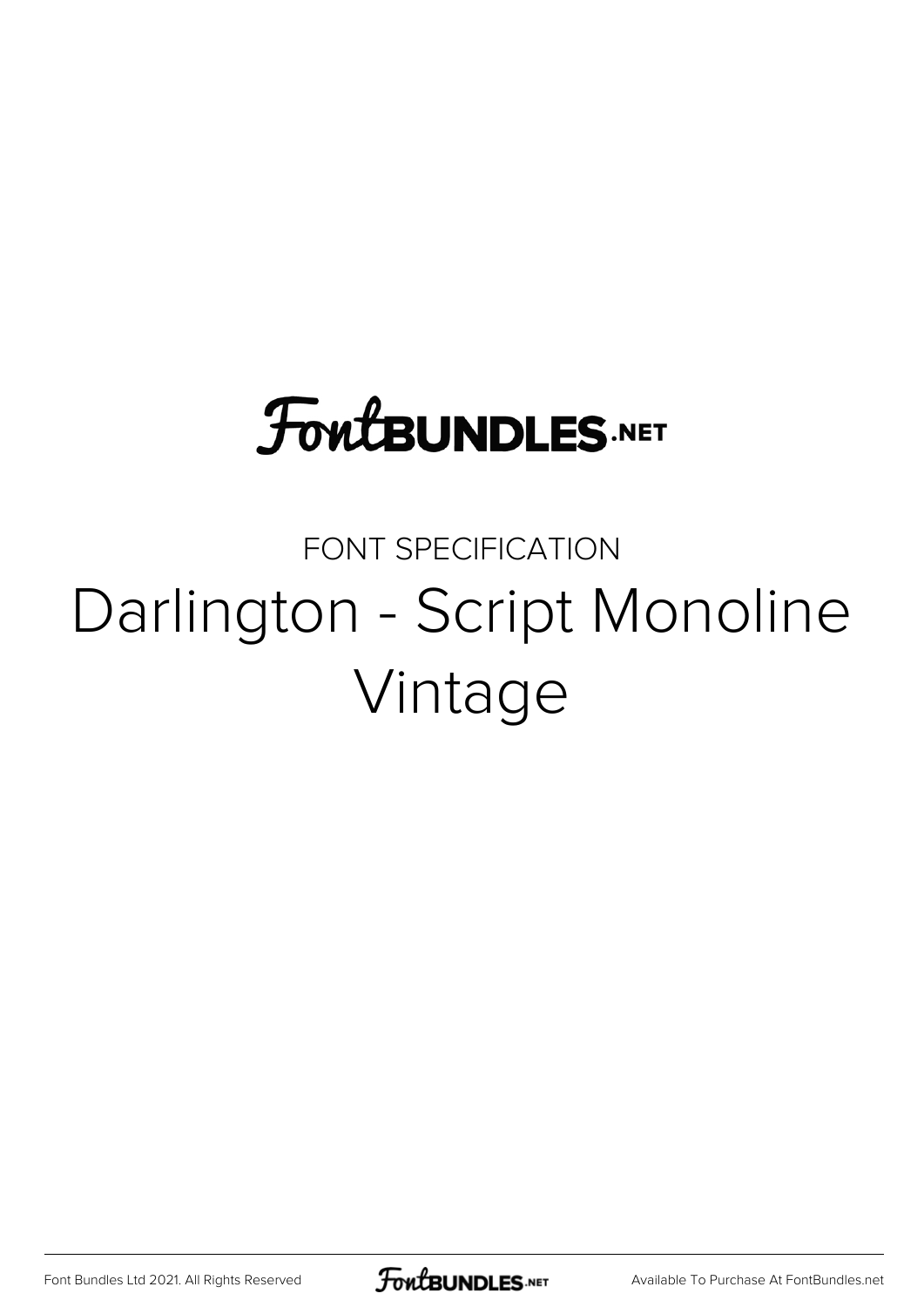FontBUNDLES.NET

FONT SPECIFICATION

# Darlington - Script Monoline Vintage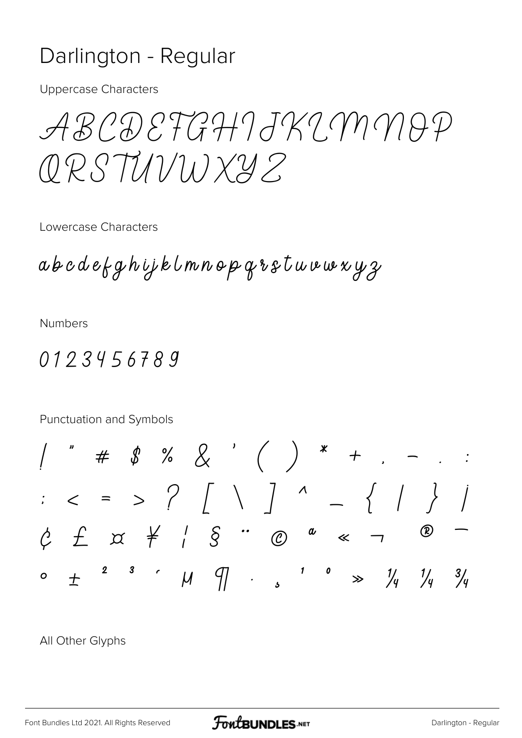# Darlington - Regular

Uppercase Characters

ABCDEFGHIJKLMNOP
QRSTUVWXYZ

Lowercase Characters

abcdefghijklmnopqrstuvwxyz

Numbers

0123456789

Punctuation and Symbols

! " # $ % & ' ( ) * + , - . :
; < = > ? [ \ ] ^ _ { | } ¡
¢ £ ¤ ¥ ¦ § ¨ © ª « ¬ ® ¯
° ± ² ³ ´ µ ¶ · ¸ ¹ º » ¼ ½ ¾

All Other Glyphs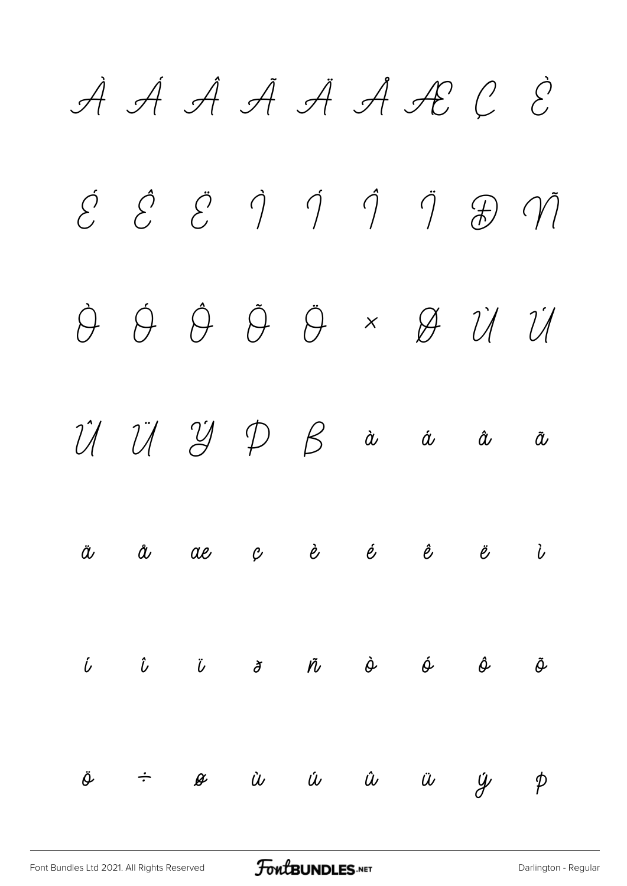À Á Â Ã Ä Å Æ Ç È

É Ê Ë Ì Í Î Ï Đ Ñ

Ò Ó Ô Õ Ö × Ø Ù Ú

Û Ü Ý Þ ß à á â ã

ä å æ ç è é ê ë ì

í î ï ð ñ ò ó ô õ

ö ÷ ø ù ú û ü ý þ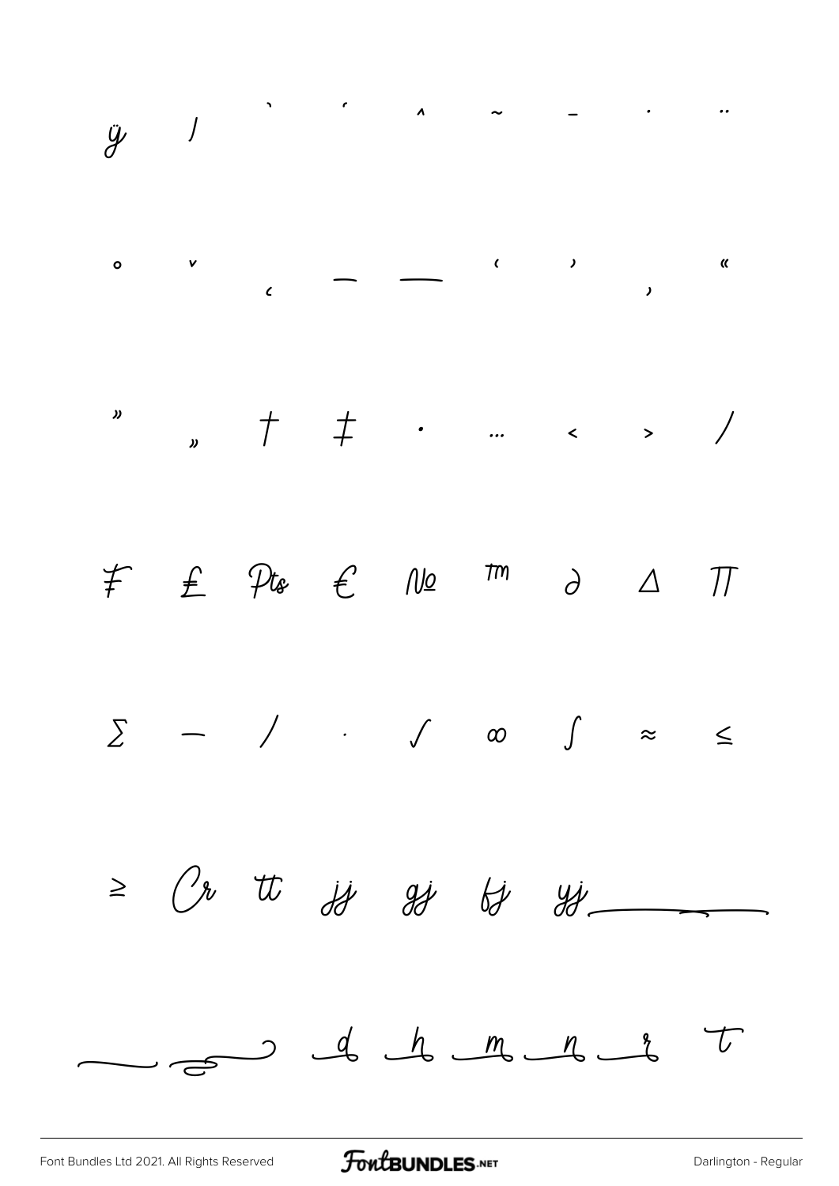ÿ / ` ´ ^ ~ ¯ ˙ ¨

˚ ˇ ¸ – — ‘ ’ ‚ «

» „ † ‡ • … ‹ › ⁄

₣ ₤ ₧ € № ™ ∂ ∆ ∏

∑ − ∕ ∙ √ ∞ ∫ ≈ ≤

≥ Cr tt jj gj fj yj

d h m n r t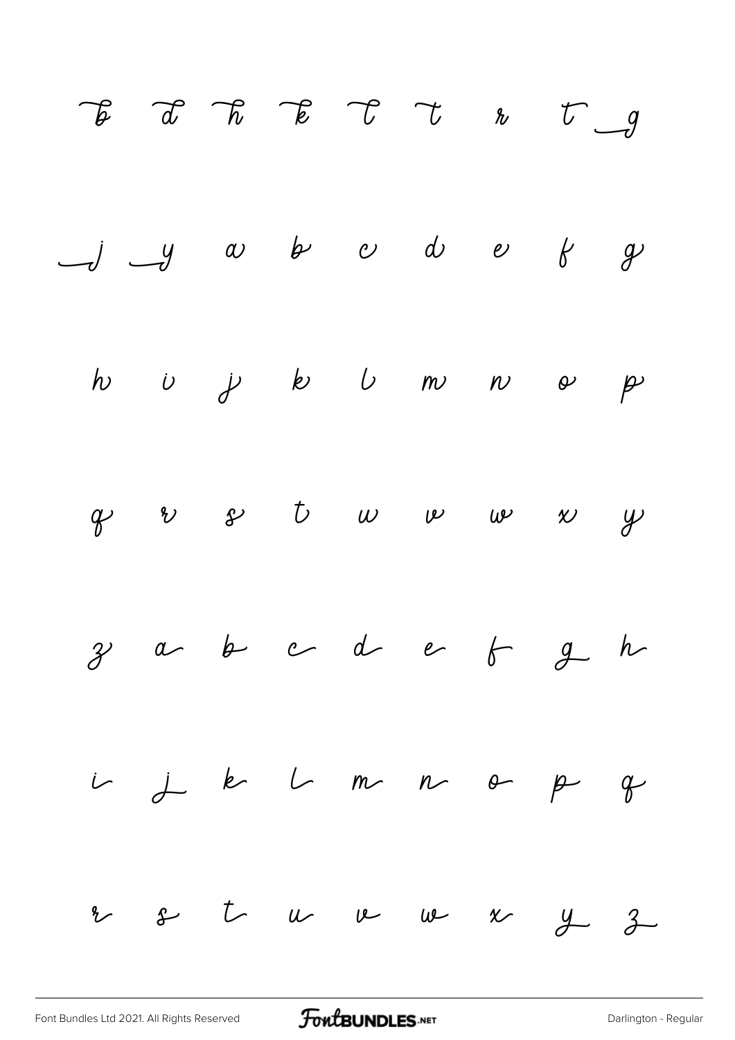b d h k l t r t g

j y a b c d e f g

h i j k l m n o p

q r s t u v w x y

z a b c d e f g h

i j k l m n o p q

r s t u v w x y z